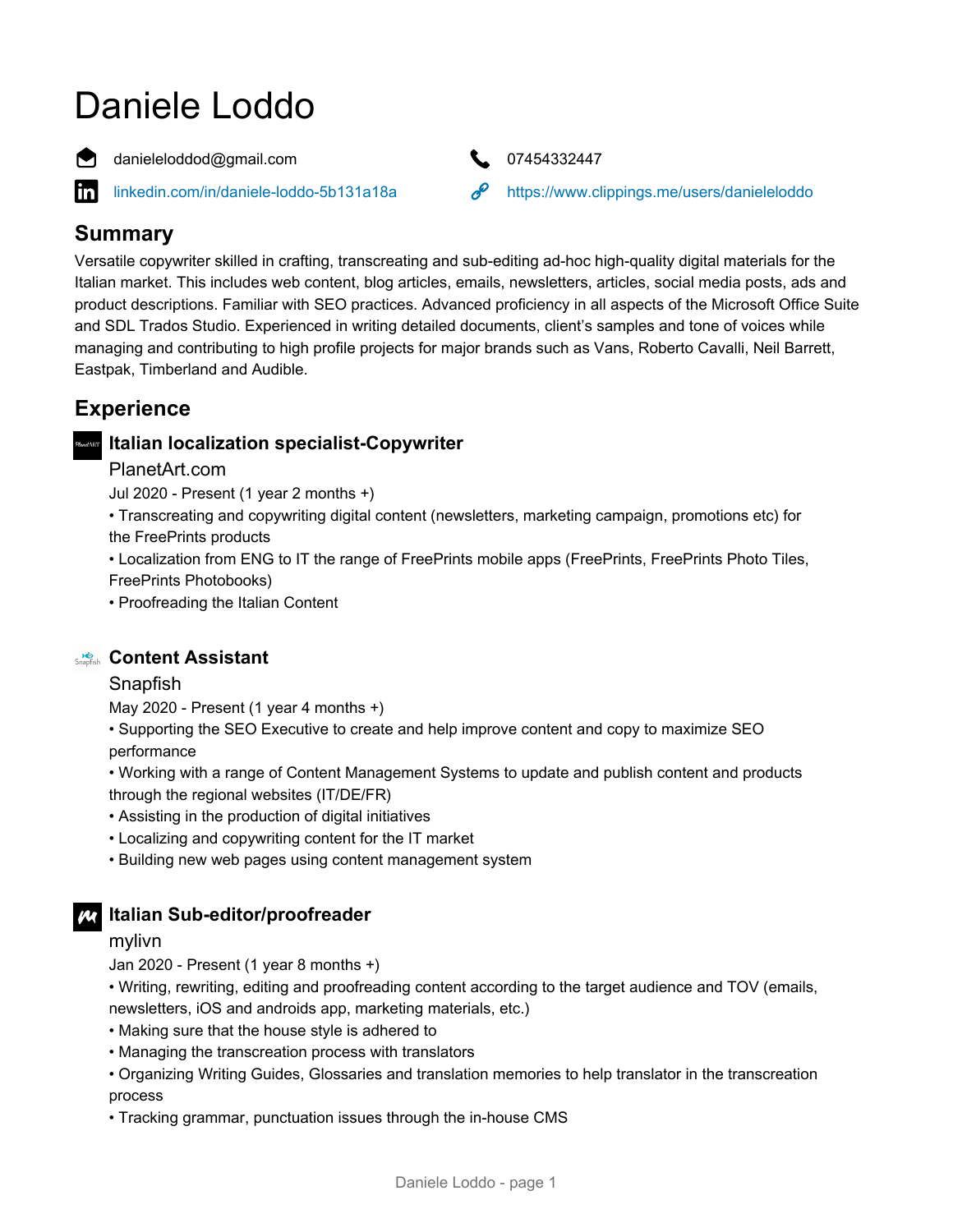# Daniele Loddo

danieleloddod@gmail.com

07454332447

linkedin.com/in/daniele-loddo-5b131a18a

https://www.clippings.me/users/danieleloddo

## Summary

Versatile copywriter skilled in crafting, transcreating and sub-editing ad-hoc high-quality digital materials for the Italian market. This includes web content, blog articles, emails, newsletters, articles, social media posts, ads and product descriptions. Familiar with SEO practices. Advanced proficiency in all aspects of the Microsoft Office Suite and SDL Trados Studio. Experienced in writing detailed documents, client's samples and tone of voices while managing and contributing to high profile projects for major brands such as Vans, Roberto Cavalli, Neil Barrett, Eastpak, Timberland and Audible.

## Experience

### Italian localization specialist-Copywriter

PlanetArt.com

Jul 2020 - Present (1 year 2 months +)

• Transcreating and copywriting digital content (newsletters, marketing campaign, promotions etc) for the FreePrints products

• Localization from ENG to IT the range of FreePrints mobile apps (FreePrints, FreePrints Photo Tiles, FreePrints Photobooks)

• Proofreading the Italian Content

### Content Assistant

Snapfish

May 2020 - Present (1 year 4 months +)

• Supporting the SEO Executive to create and help improve content and copy to maximize SEO performance

• Working with a range of Content Management Systems to update and publish content and products through the regional websites (IT/DE/FR)

• Assisting in the production of digital initiatives

• Localizing and copywriting content for the IT market

• Building new web pages using content management system

### Italian Sub-editor/proofreader

mylivn

Jan 2020 - Present (1 year 8 months +)

• Writing, rewriting, editing and proofreading content according to the target audience and TOV (emails, newsletters, iOS and androids app, marketing materials, etc.)

• Making sure that the house style is adhered to

• Managing the transcreation process with translators

• Organizing Writing Guides, Glossaries and translation memories to help translator in the transcreation process

• Tracking grammar, punctuation issues through the in-house CMS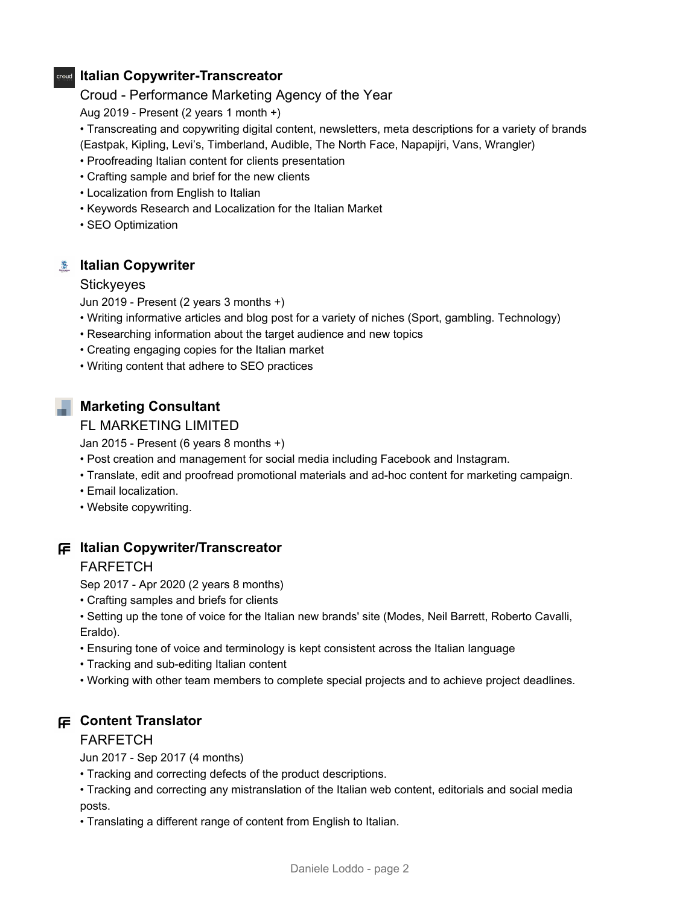### Italian Copywriter-Transcreator

Croud - Performance Marketing Agency of the Year

Aug 2019 - Present (2 years 1 month +)

- Transcreating and copywriting digital content, newsletters, meta descriptions for a variety of brands (Eastpak, Kipling, Levi's, Timberland, Audible, The North Face, Napapijri, Vans, Wrangler)
- Proofreading Italian content for clients presentation
- Crafting sample and brief for the new clients
- Localization from English to Italian
- Keywords Research and Localization for the Italian Market
- SEO Optimization

### Italian Copywriter

Stickyeyes

Jun 2019 - Present (2 years 3 months +)

- Writing informative articles and blog post for a variety of niches (Sport, gambling. Technology)
- Researching information about the target audience and new topics
- Creating engaging copies for the Italian market
- Writing content that adhere to SEO practices

### Marketing Consultant

FL MARKETING LIMITED

Jan 2015 - Present (6 years 8 months +)

- Post creation and management for social media including Facebook and Instagram.
- Translate, edit and proofread promotional materials and ad-hoc content for marketing campaign.
- Email localization.
- Website copywriting.

### Italian Copywriter/Transcreator

FARFETCH

Sep 2017 - Apr 2020 (2 years 8 months)

- Crafting samples and briefs for clients
- Setting up the tone of voice for the Italian new brands' site (Modes, Neil Barrett, Roberto Cavalli, Eraldo).
- Ensuring tone of voice and terminology is kept consistent across the Italian language
- Tracking and sub-editing Italian content
- Working with other team members to complete special projects and to achieve project deadlines.

### Content Translator

FARFETCH

Jun 2017 - Sep 2017 (4 months)

- Tracking and correcting defects of the product descriptions.
- Tracking and correcting any mistranslation of the Italian web content, editorials and social media posts.
- Translating a different range of content from English to Italian.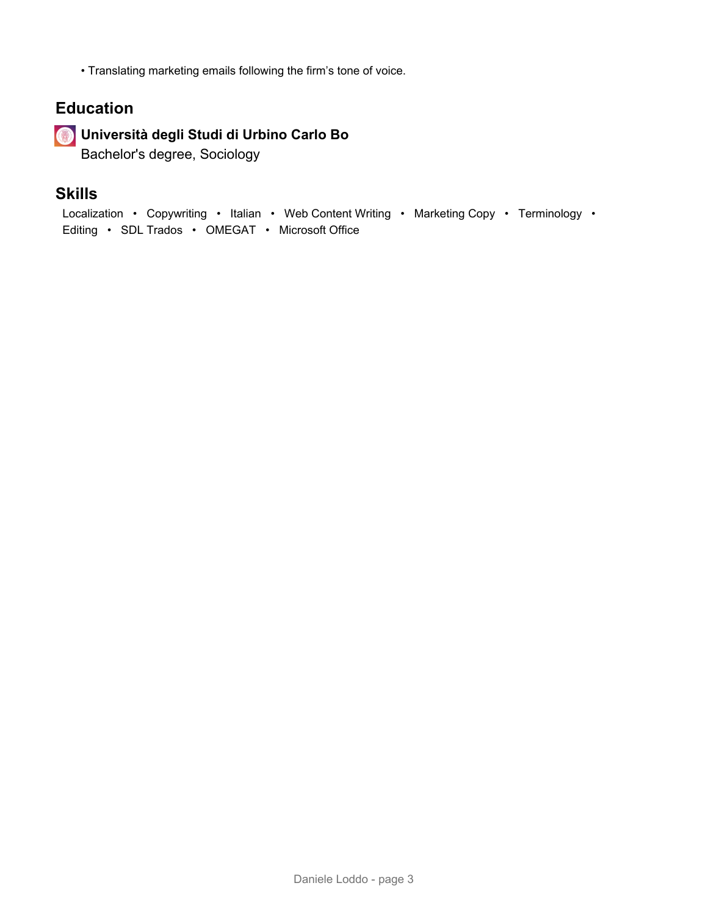• Translating marketing emails following the firm's tone of voice.

## Education

**Università degli Studi di Urbino Carlo Bo**
Bachelor's degree, Sociology

## Skills

Localization • Copywriting • Italian • Web Content Writing • Marketing Copy • Terminology • Editing • SDL Trados • OMEGAT • Microsoft Office